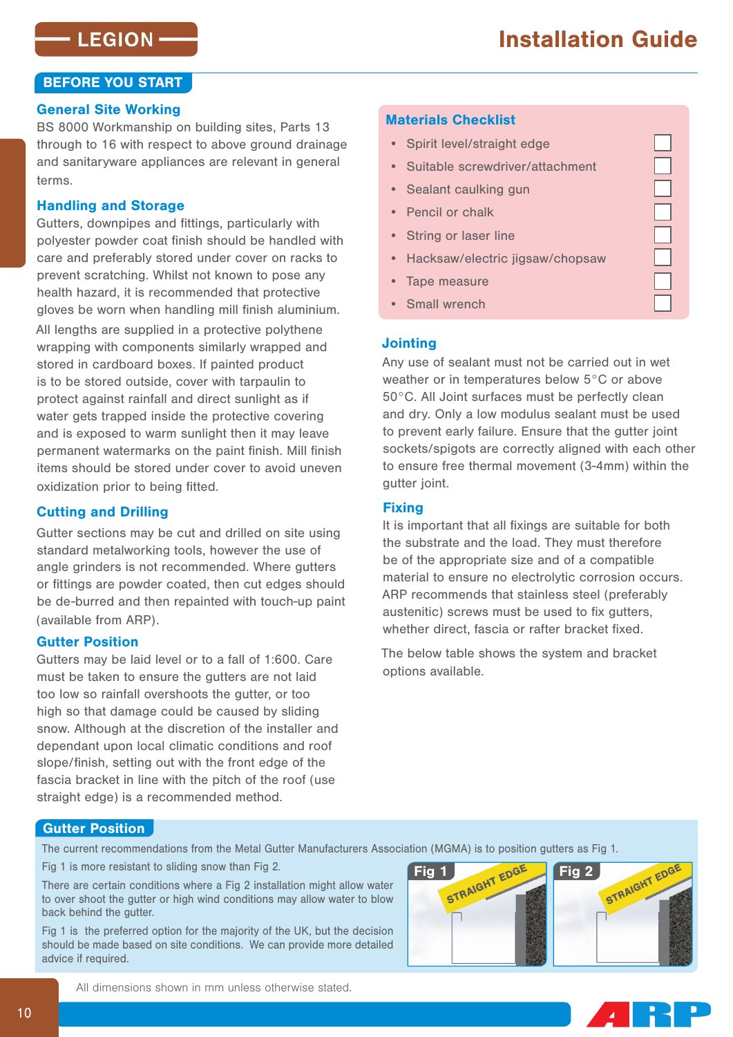# Installation Guide

## BEFORE YOU START

### General Site Working

BS 8000 Workmanship on building sites, Parts 13 through to 16 with respect to above ground drainage and sanitaryware appliances are relevant in general terms.

### Handling and Storage

Gutters, downpipes and fittings, particularly with polyester powder coat finish should be handled with care and preferably stored under cover on racks to prevent scratching. Whilst not known to pose any health hazard, it is recommended that protective gloves be worn when handling mill finish aluminium.

All lengths are supplied in a protective polythene wrapping with components similarly wrapped and stored in cardboard boxes. If painted product is to be stored outside, cover with tarpaulin to protect against rainfall and direct sunlight as if water gets trapped inside the protective covering and is exposed to warm sunlight then it may leave permanent watermarks on the paint finish. Mill finish items should be stored under cover to avoid uneven oxidization prior to being fitted.

### Cutting and Drilling

Gutter sections may be cut and drilled on site using standard metalworking tools, however the use of angle grinders is not recommended. Where gutters or fittings are powder coated, then cut edges should be de-burred and then repainted with touch-up paint (available from ARP).

### Gutter Position

Gutters may be laid level or to a fall of 1:600. Care must be taken to ensure the gutters are not laid too low so rainfall overshoots the gutter, or too high so that damage could be caused by sliding snow. Although at the discretion of the installer and dependant upon local climatic conditions and roof slope/finish, setting out with the front edge of the fascia bracket in line with the pitch of the roof (use straight edge) is a recommended method.

### Materials Checklist

- Spirit level/straight edge ☐
- Suitable screwdriver/attachment ☐
- Sealant caulking gun ☐
- Pencil or chalk ☐
- String or laser line ☐
- Hacksaw/electric jigsaw/chopsaw ☐
- Tape measure ☐
- Small wrench ☐

### Jointing

Any use of sealant must not be carried out in wet weather or in temperatures below 5°C or above 50°C. All Joint surfaces must be perfectly clean and dry. Only a low modulus sealant must be used to prevent early failure. Ensure that the gutter joint sockets/spigots are correctly aligned with each other to ensure free thermal movement (3-4mm) within the gutter joint.

### Fixing

It is important that all fixings are suitable for both the substrate and the load. They must therefore be of the appropriate size and of a compatible material to ensure no electrolytic corrosion occurs. ARP recommends that stainless steel (preferably austenitic) screws must be used to fix gutters, whether direct, fascia or rafter bracket fixed.

The below table shows the system and bracket options available.

## Gutter Position

The current recommendations from the Metal Gutter Manufacturers Association (MGMA) is to position gutters as Fig 1.

Fig 1 is more resistant to sliding snow than Fig 2.

There are certain conditions where a Fig 2 installation might allow water to over shoot the gutter or high wind conditions may allow water to blow back behind the gutter.

Fig 1 is the preferred option for the majority of the UK, but the decision should be made based on site conditions. We can provide more detailed advice if required.

Fig 1 — STRAIGHT EDGE

Fig 2 — STRAIGHT EDGE

All dimensions shown in mm unless otherwise stated.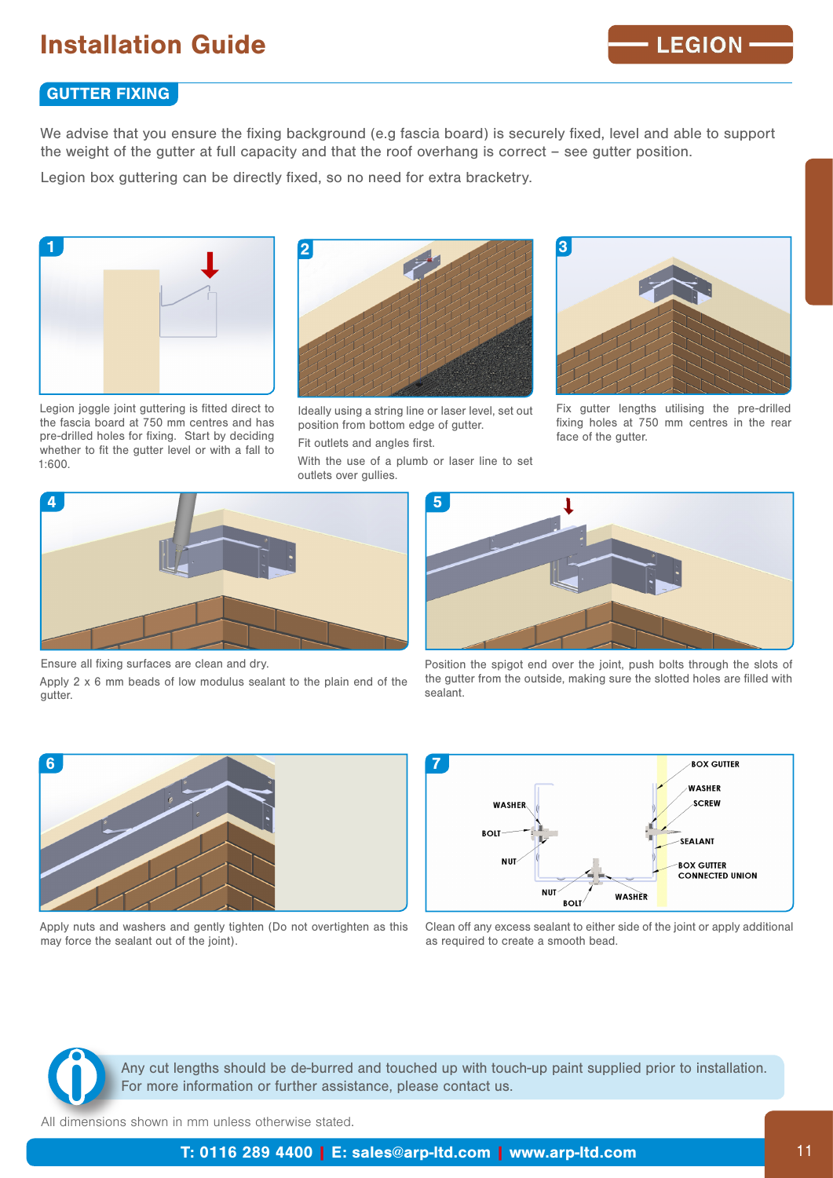# Installation Guide

LEGION

## GUTTER FIXING

We advise that you ensure the fixing background (e.g fascia board) is securely fixed, level and able to support the weight of the gutter at full capacity and that the roof overhang is correct – see gutter position.

Legion box guttering can be directly fixed, so no need for extra bracketry.

1

Legion joggle joint guttering is fitted direct to the fascia board at 750 mm centres and has pre-drilled holes for fixing. Start by deciding whether to fit the gutter level or with a fall to 1:600.

2

Ideally using a string line or laser level, set out position from bottom edge of gutter.

Fit outlets and angles first.

With the use of a plumb or laser line to set outlets over gullies.

3

Fix gutter lengths utilising the pre-drilled fixing holes at 750 mm centres in the rear face of the gutter.

4

Ensure all fixing surfaces are clean and dry.

Apply 2 x 6 mm beads of low modulus sealant to the plain end of the gutter.

5

Position the spigot end over the joint, push bolts through the slots of the gutter from the outside, making sure the slotted holes are filled with sealant.

6

Apply nuts and washers and gently tighten (Do not overtighten as this may force the sealant out of the joint).

7

BOX GUTTER
WASHER
SCREW
SEALANT
BOX GUTTER CONNECTED UNION
WASHER
BOLT
NUT
NUT
BOLT
WASHER

Clean off any excess sealant to either side of the joint or apply additional as required to create a smooth bead.

Any cut lengths should be de-burred and touched up with touch-up paint supplied prior to installation. For more information or further assistance, please contact us.

All dimensions shown in mm unless otherwise stated.

T: 0116 289 4400 | E: sales@arp-ltd.com | www.arp-ltd.com